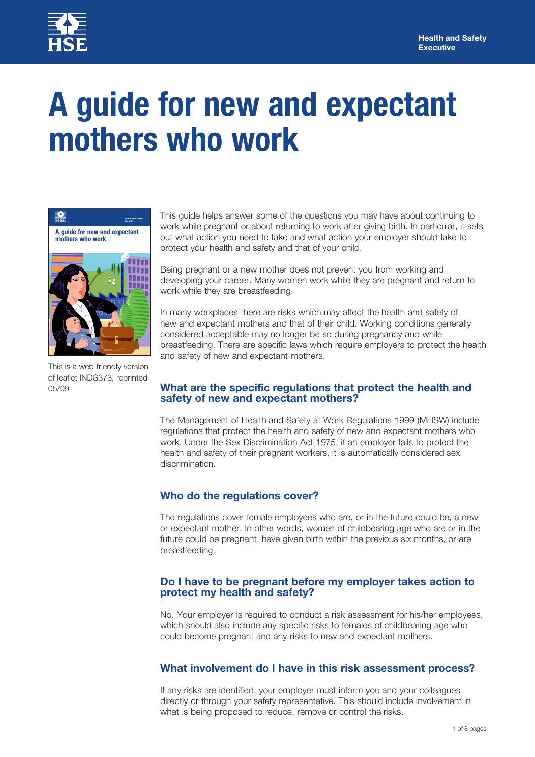Health and Safety Executive

# A guide for new and expectant mothers who work

This is a web-friendly version of leaflet INDG373, reprinted 05/09

This guide helps answer some of the questions you may have about continuing to work while pregnant or about returning to work after giving birth. In particular, it sets out what action you need to take and what action your employer should take to protect your health and safety and that of your child.

Being pregnant or a new mother does not prevent you from working and developing your career. Many women work while they are pregnant and return to work while they are breastfeeding.

In many workplaces there are risks which may affect the health and safety of new and expectant mothers and that of their child. Working conditions generally considered acceptable may no longer be so during pregnancy and while breastfeeding. There are specific laws which require employers to protect the health and safety of new and expectant mothers.

## What are the specific regulations that protect the health and safety of new and expectant mothers?

The Management of Health and Safety at Work Regulations 1999 (MHSW) include regulations that protect the health and safety of new and expectant mothers who work. Under the Sex Discrimination Act 1975, if an employer fails to protect the health and safety of their pregnant workers, it is automatically considered sex discrimination.

## Who do the regulations cover?

The regulations cover female employees who are, or in the future could be, a new or expectant mother. In other words, women of childbearing age who are or in the future could be pregnant, have given birth within the previous six months, or are breastfeeding.

## Do I have to be pregnant before my employer takes action to protect my health and safety?

No. Your employer is required to conduct a risk assessment for his/her employees, which should also include any specific risks to females of childbearing age who could become pregnant and any risks to new and expectant mothers.

## What involvement do I have in this risk assessment process?

If any risks are identified, your employer must inform you and your colleagues directly or through your safety representative. This should include involvement in what is being proposed to reduce, remove or control the risks.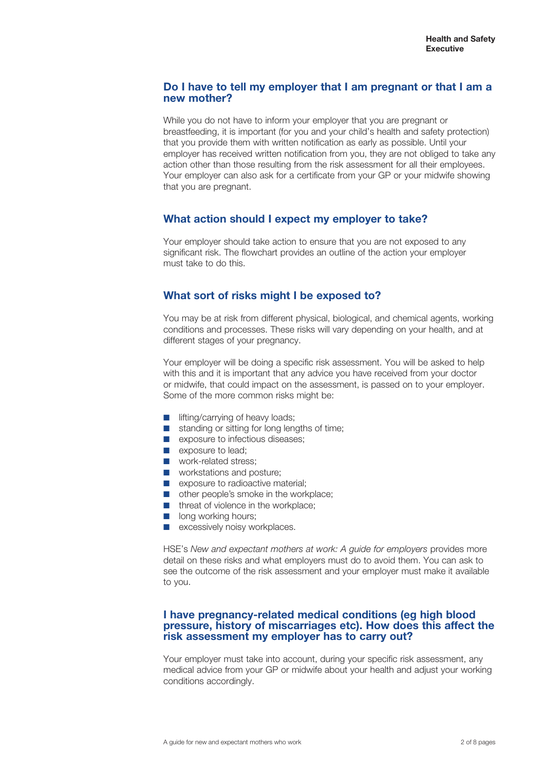## Do I have to tell my employer that I am pregnant or that I am a new mother?

While you do not have to inform your employer that you are pregnant or breastfeeding, it is important (for you and your child's health and safety protection) that you provide them with written notification as early as possible. Until your employer has received written notification from you, they are not obliged to take any action other than those resulting from the risk assessment for all their employees. Your employer can also ask for a certificate from your GP or your midwife showing that you are pregnant.

## What action should I expect my employer to take?

Your employer should take action to ensure that you are not exposed to any significant risk. The flowchart provides an outline of the action your employer must take to do this.

## What sort of risks might I be exposed to?

You may be at risk from different physical, biological, and chemical agents, working conditions and processes. These risks will vary depending on your health, and at different stages of your pregnancy.

Your employer will be doing a specific risk assessment. You will be asked to help with this and it is important that any advice you have received from your doctor or midwife, that could impact on the assessment, is passed on to your employer. Some of the more common risks might be:

- lifting/carrying of heavy loads;
- standing or sitting for long lengths of time;
- exposure to infectious diseases;
- exposure to lead;
- work-related stress;
- workstations and posture;
- exposure to radioactive material;
- other people's smoke in the workplace;
- threat of violence in the workplace;
- long working hours;
- excessively noisy workplaces.

HSE's *New and expectant mothers at work: A guide for employers* provides more detail on these risks and what employers must do to avoid them. You can ask to see the outcome of the risk assessment and your employer must make it available to you.

## I have pregnancy-related medical conditions (eg high blood pressure, history of miscarriages etc). How does this affect the risk assessment my employer has to carry out?

Your employer must take into account, during your specific risk assessment, any medical advice from your GP or midwife about your health and adjust your working conditions accordingly.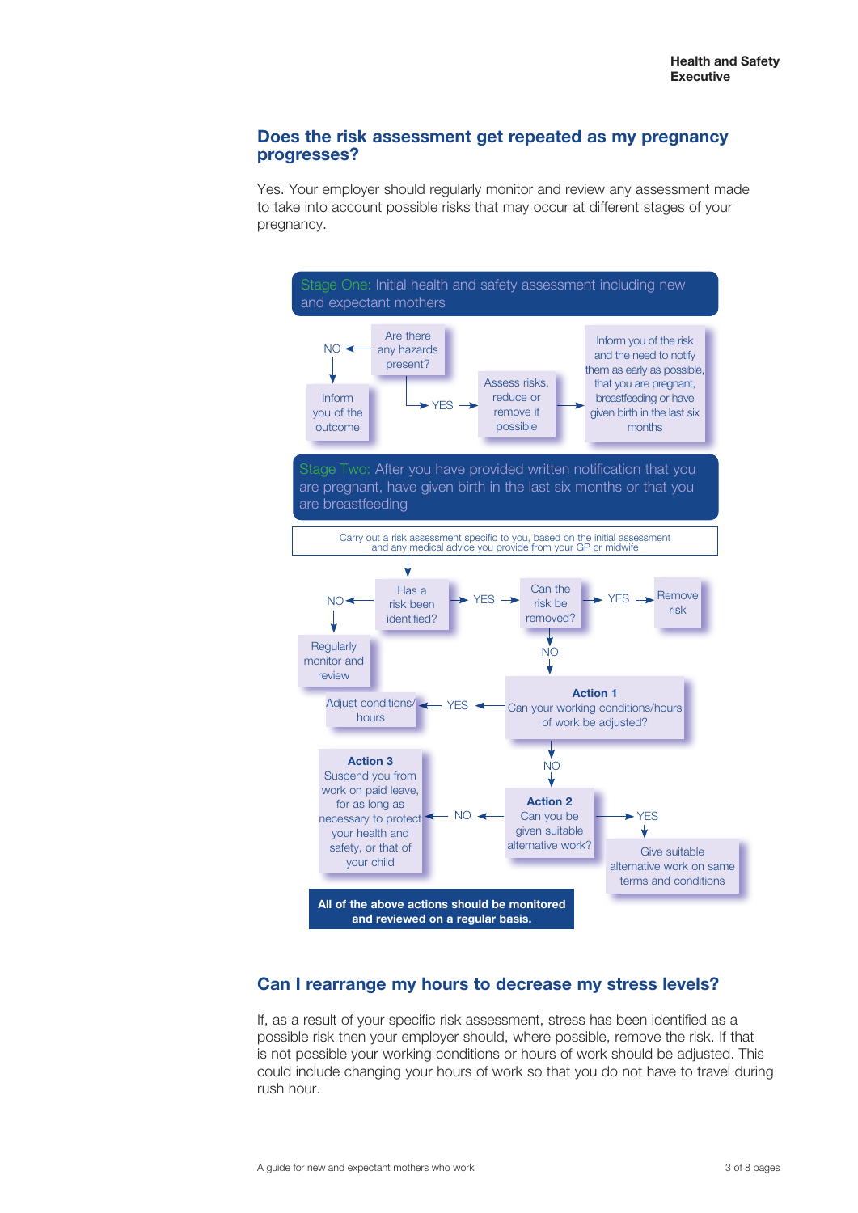## Does the risk assessment get repeated as my pregnancy progresses?

Yes. Your employer should regularly monitor and review any assessment made to take into account possible risks that may occur at different stages of your pregnancy.

**Stage One:** Initial health and safety assessment including new and expectant mothers

Are there any hazards present?

- NO → Inform you of the outcome
- YES → Assess risks, reduce or remove if possible → Inform you of the risk and the need to notify them as early as possible, that you are pregnant, breastfeeding or have given birth in the last six months

**Stage Two:** After you have provided written notification that you are pregnant, have given birth in the last six months or that you are breastfeeding

Carry out a risk assessment specific to you, based on the initial assessment and any medical advice you provide from your GP or midwife

Has a risk been identified?

- NO → Regularly monitor and review
- YES → Can the risk be removed?
  - YES → Remove risk
  - NO → **Action 1** Can your working conditions/hours of work be adjusted?
    - YES → Adjust conditions/hours
    - NO → **Action 2** Can you be given suitable alternative work?
      - YES → Give suitable alternative work on same terms and conditions
      - NO → **Action 3** Suspend you from work on paid leave, for as long as necessary to protect your health and safety, or that of your child

**All of the above actions should be monitored and reviewed on a regular basis.**

## Can I rearrange my hours to decrease my stress levels?

If, as a result of your specific risk assessment, stress has been identified as a possible risk then your employer should, where possible, remove the risk. If that is not possible your working conditions or hours of work should be adjusted. This could include changing your hours of work so that you do not have to travel during rush hour.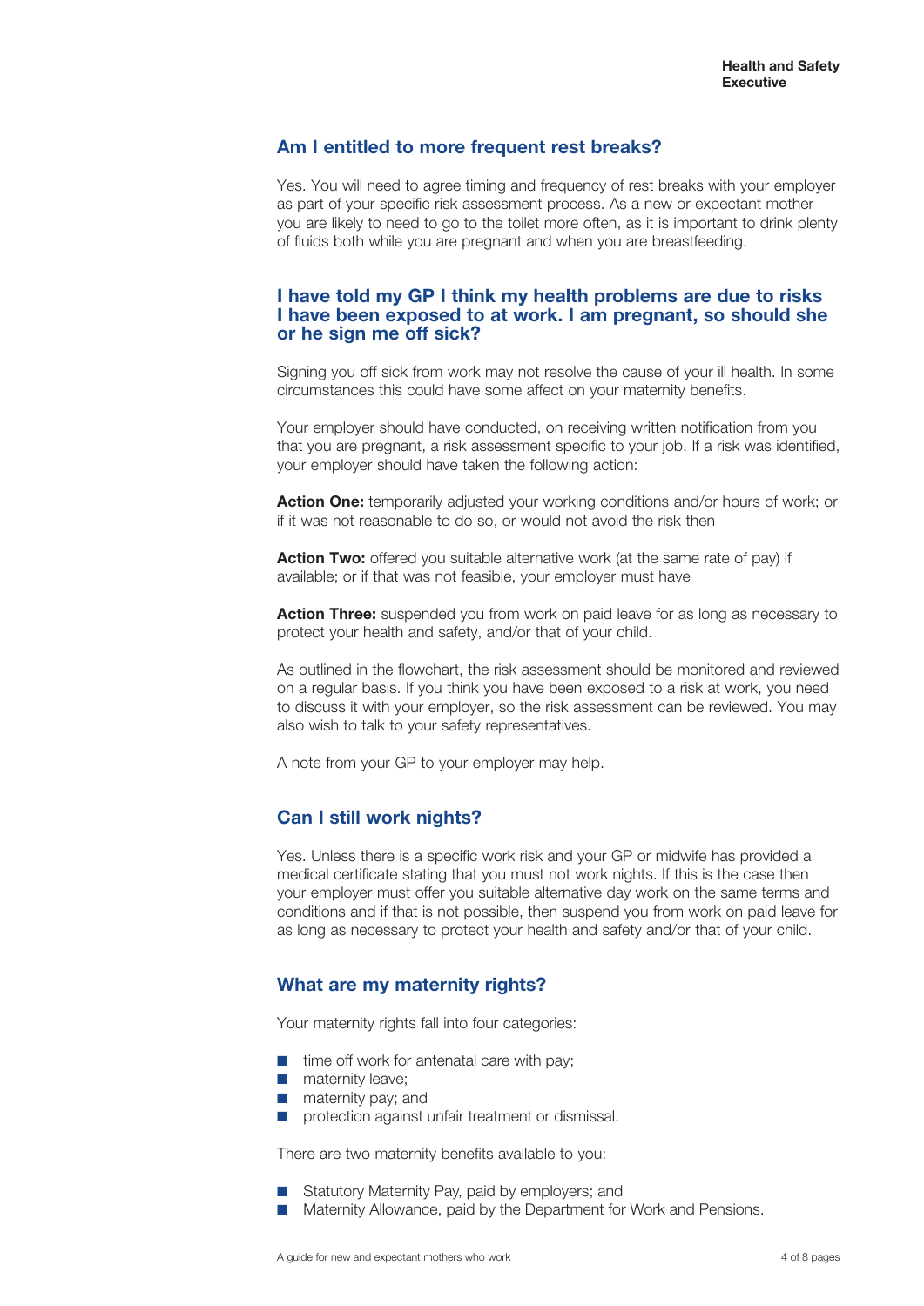## Am I entitled to more frequent rest breaks?

Yes. You will need to agree timing and frequency of rest breaks with your employer as part of your specific risk assessment process. As a new or expectant mother you are likely to need to go to the toilet more often, as it is important to drink plenty of fluids both while you are pregnant and when you are breastfeeding.

## I have told my GP I think my health problems are due to risks I have been exposed to at work. I am pregnant, so should she or he sign me off sick?

Signing you off sick from work may not resolve the cause of your ill health. In some circumstances this could have some affect on your maternity benefits.

Your employer should have conducted, on receiving written notification from you that you are pregnant, a risk assessment specific to your job. If a risk was identified, your employer should have taken the following action:

**Action One:** temporarily adjusted your working conditions and/or hours of work; or if it was not reasonable to do so, or would not avoid the risk then

**Action Two:** offered you suitable alternative work (at the same rate of pay) if available; or if that was not feasible, your employer must have

**Action Three:** suspended you from work on paid leave for as long as necessary to protect your health and safety, and/or that of your child.

As outlined in the flowchart, the risk assessment should be monitored and reviewed on a regular basis. If you think you have been exposed to a risk at work, you need to discuss it with your employer, so the risk assessment can be reviewed. You may also wish to talk to your safety representatives.

A note from your GP to your employer may help.

## Can I still work nights?

Yes. Unless there is a specific work risk and your GP or midwife has provided a medical certificate stating that you must not work nights. If this is the case then your employer must offer you suitable alternative day work on the same terms and conditions and if that is not possible, then suspend you from work on paid leave for as long as necessary to protect your health and safety and/or that of your child.

## What are my maternity rights?

Your maternity rights fall into four categories:

- time off work for antenatal care with pay;
- maternity leave;
- maternity pay; and
- protection against unfair treatment or dismissal.

There are two maternity benefits available to you:

- Statutory Maternity Pay, paid by employers; and
- Maternity Allowance, paid by the Department for Work and Pensions.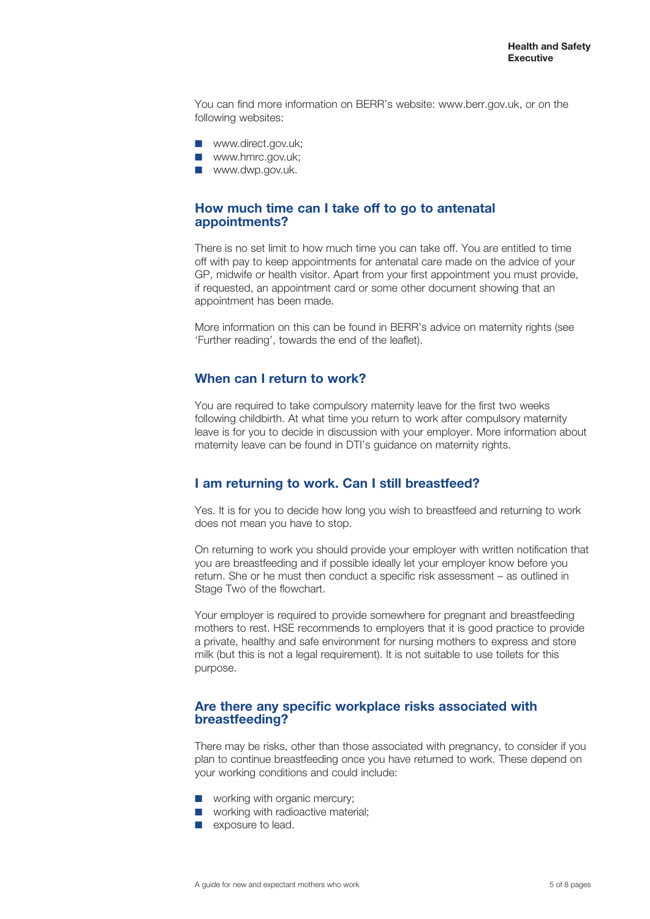You can find more information on BERR's website: www.berr.gov.uk, or on the following websites:

- www.direct.gov.uk;
- www.hmrc.gov.uk;
- www.dwp.gov.uk.

## How much time can I take off to go to antenatal appointments?

There is no set limit to how much time you can take off. You are entitled to time off with pay to keep appointments for antenatal care made on the advice of your GP, midwife or health visitor. Apart from your first appointment you must provide, if requested, an appointment card or some other document showing that an appointment has been made.

More information on this can be found in BERR's advice on maternity rights (see 'Further reading', towards the end of the leaflet).

## When can I return to work?

You are required to take compulsory maternity leave for the first two weeks following childbirth. At what time you return to work after compulsory maternity leave is for you to decide in discussion with your employer. More information about maternity leave can be found in DTI's guidance on maternity rights.

## I am returning to work. Can I still breastfeed?

Yes. It is for you to decide how long you wish to breastfeed and returning to work does not mean you have to stop.

On returning to work you should provide your employer with written notification that you are breastfeeding and if possible ideally let your employer know before you return. She or he must then conduct a specific risk assessment – as outlined in Stage Two of the flowchart.

Your employer is required to provide somewhere for pregnant and breastfeeding mothers to rest. HSE recommends to employers that it is good practice to provide a private, healthy and safe environment for nursing mothers to express and store milk (but this is not a legal requirement). It is not suitable to use toilets for this purpose.

## Are there any specific workplace risks associated with breastfeeding?

There may be risks, other than those associated with pregnancy, to consider if you plan to continue breastfeeding once you have returned to work. These depend on your working conditions and could include:

- working with organic mercury;
- working with radioactive material;
- exposure to lead.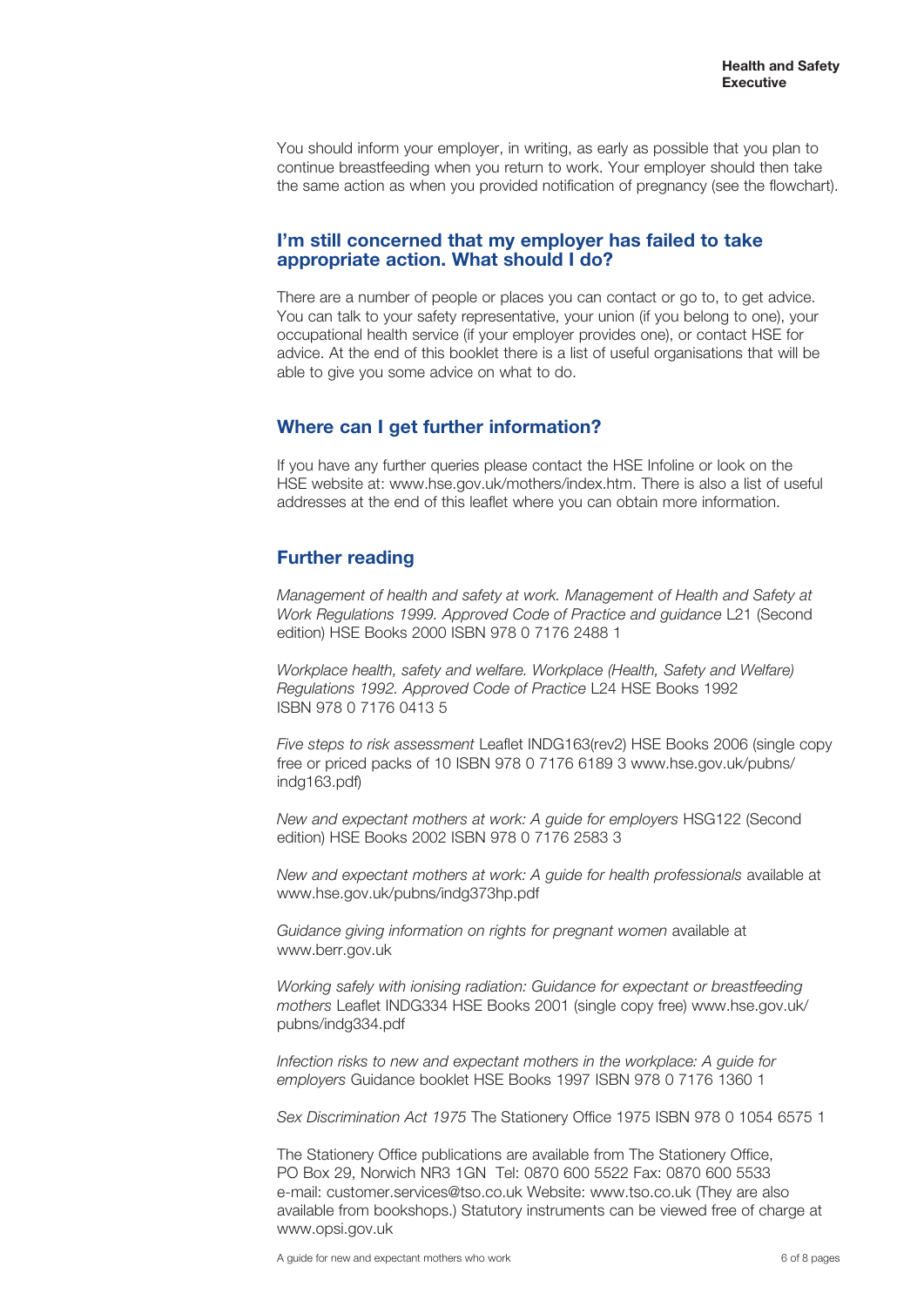You should inform your employer, in writing, as early as possible that you plan to continue breastfeeding when you return to work. Your employer should then take the same action as when you provided notification of pregnancy (see the flowchart).

## I'm still concerned that my employer has failed to take appropriate action. What should I do?

There are a number of people or places you can contact or go to, to get advice. You can talk to your safety representative, your union (if you belong to one), your occupational health service (if your employer provides one), or contact HSE for advice. At the end of this booklet there is a list of useful organisations that will be able to give you some advice on what to do.

## Where can I get further information?

If you have any further queries please contact the HSE Infoline or look on the HSE website at: www.hse.gov.uk/mothers/index.htm. There is also a list of useful addresses at the end of this leaflet where you can obtain more information.

## Further reading

*Management of health and safety at work. Management of Health and Safety at Work Regulations 1999. Approved Code of Practice and guidance* L21 (Second edition) HSE Books 2000 ISBN 978 0 7176 2488 1

*Workplace health, safety and welfare. Workplace (Health, Safety and Welfare) Regulations 1992. Approved Code of Practice* L24 HSE Books 1992 ISBN 978 0 7176 0413 5

*Five steps to risk assessment* Leaflet INDG163(rev2) HSE Books 2006 (single copy free or priced packs of 10 ISBN 978 0 7176 6189 3 www.hse.gov.uk/pubns/indg163.pdf)

*New and expectant mothers at work: A guide for employers* HSG122 (Second edition) HSE Books 2002 ISBN 978 0 7176 2583 3

*New and expectant mothers at work: A guide for health professionals* available at www.hse.gov.uk/pubns/indg373hp.pdf

*Guidance giving information on rights for pregnant women* available at www.berr.gov.uk

*Working safely with ionising radiation: Guidance for expectant or breastfeeding mothers* Leaflet INDG334 HSE Books 2001 (single copy free) www.hse.gov.uk/pubns/indg334.pdf

*Infection risks to new and expectant mothers in the workplace: A guide for employers* Guidance booklet HSE Books 1997 ISBN 978 0 7176 1360 1

*Sex Discrimination Act 1975* The Stationery Office 1975 ISBN 978 0 1054 6575 1

The Stationery Office publications are available from The Stationery Office, PO Box 29, Norwich NR3 1GN Tel: 0870 600 5522 Fax: 0870 600 5533 e-mail: customer.services@tso.co.uk Website: www.tso.co.uk (They are also available from bookshops.) Statutory instruments can be viewed free of charge at www.opsi.gov.uk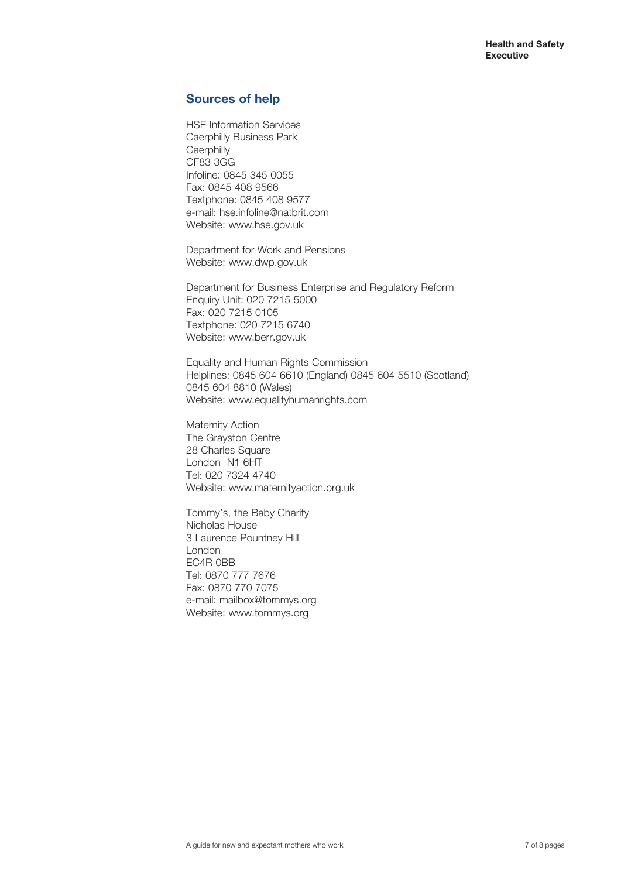## Sources of help

HSE Information Services
Caerphilly Business Park
Caerphilly
CF83 3GG
Infoline: 0845 345 0055
Fax: 0845 408 9566
Textphone: 0845 408 9577
e-mail: hse.infoline@natbrit.com
Website: www.hse.gov.uk

Department for Work and Pensions
Website: www.dwp.gov.uk

Department for Business Enterprise and Regulatory Reform
Enquiry Unit: 020 7215 5000
Fax: 020 7215 0105
Textphone: 020 7215 6740
Website: www.berr.gov.uk

Equality and Human Rights Commission
Helplines: 0845 604 6610 (England) 0845 604 5510 (Scotland)
0845 604 8810 (Wales)
Website: www.equalityhumanrights.com

Maternity Action
The Grayston Centre
28 Charles Square
London N1 6HT
Tel: 020 7324 4740
Website: www.maternityaction.org.uk

Tommy's, the Baby Charity
Nicholas House
3 Laurence Pountney Hill
London
EC4R 0BB
Tel: 0870 777 7676
Fax: 0870 770 7075
e-mail: mailbox@tommys.org
Website: www.tommys.org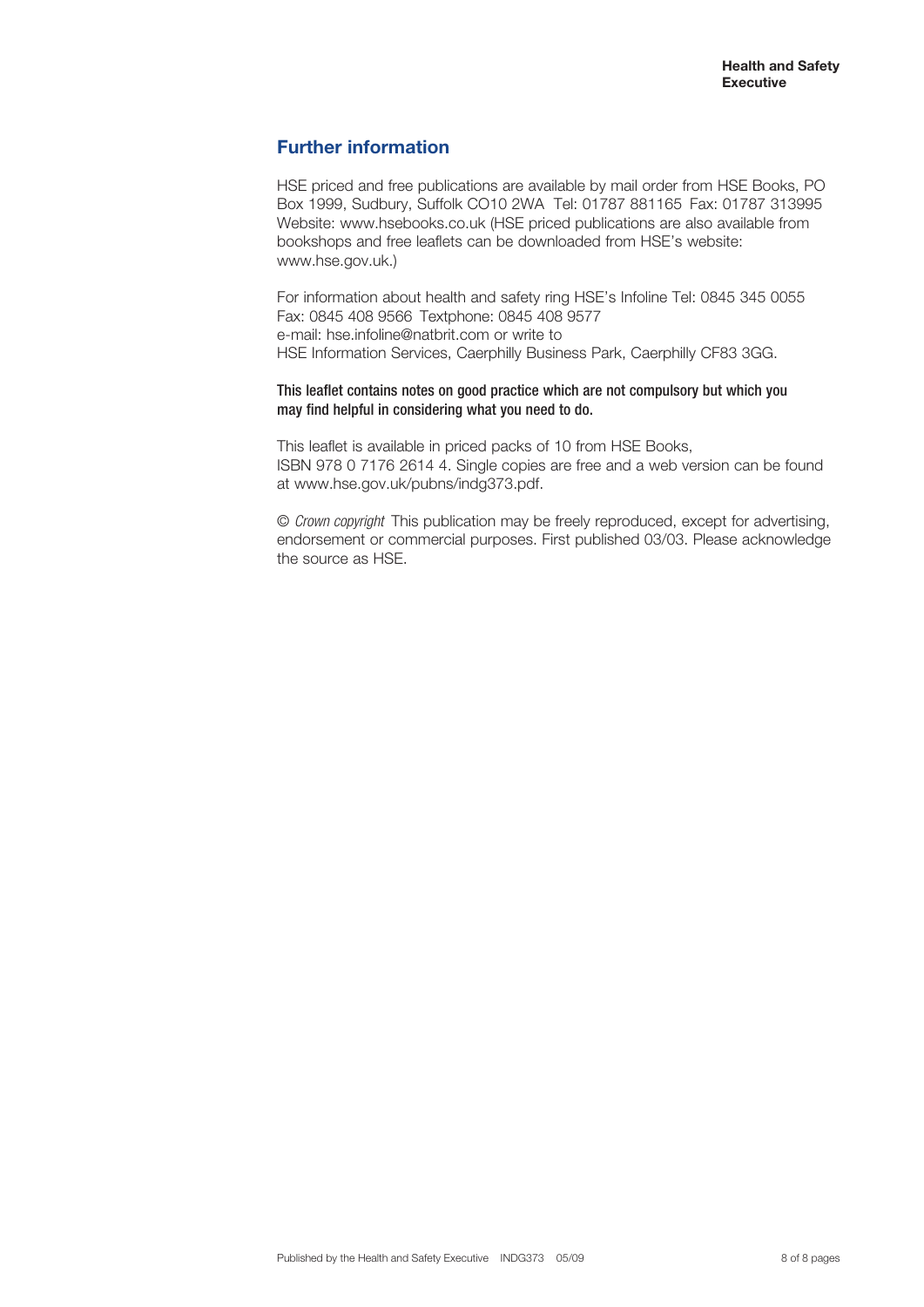## Further information

HSE priced and free publications are available by mail order from HSE Books, PO Box 1999, Sudbury, Suffolk CO10 2WA Tel: 01787 881165 Fax: 01787 313995 Website: www.hsebooks.co.uk (HSE priced publications are also available from bookshops and free leaflets can be downloaded from HSE's website: www.hse.gov.uk.)

For information about health and safety ring HSE's Infoline Tel: 0845 345 0055 Fax: 0845 408 9566 Textphone: 0845 408 9577 e-mail: hse.infoline@natbrit.com or write to HSE Information Services, Caerphilly Business Park, Caerphilly CF83 3GG.

**This leaflet contains notes on good practice which are not compulsory but which you may find helpful in considering what you need to do.**

This leaflet is available in priced packs of 10 from HSE Books, ISBN 978 0 7176 2614 4. Single copies are free and a web version can be found at www.hse.gov.uk/pubns/indg373.pdf.

© *Crown copyright* This publication may be freely reproduced, except for advertising, endorsement or commercial purposes. First published 03/03. Please acknowledge the source as HSE.

Published by the Health and Safety Executive INDG373 05/09